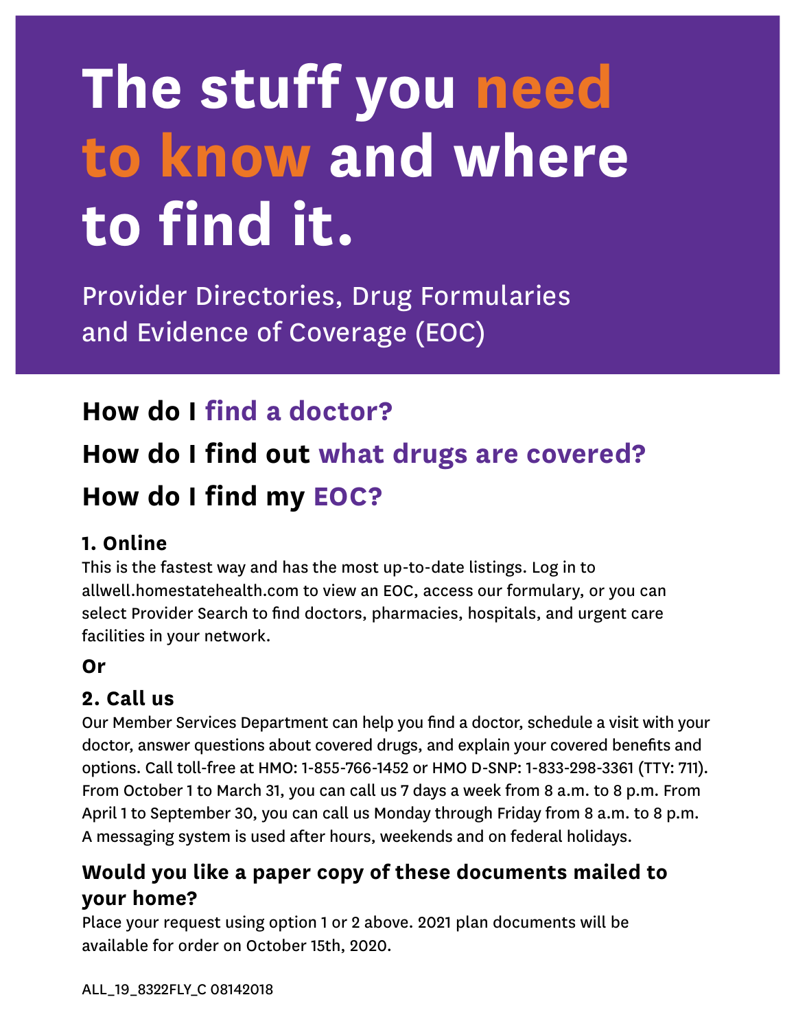# The stuff you need to know and where to find it.

Provider Directories, Drug Formularies and Evidence of Coverage (EOC)

## How do I find a doctor?

## How do I find out what drugs are covered?

## How do I find my EOC?

### 1. Online

This is the fastest way and has the most up-to-date listings. Log in to allwell.homestatehealth.com to view an EOC, access our formulary, or you can select Provider Search to find doctors, pharmacies, hospitals, and urgent care facilities in your network.

**Or**

### 2. Call us

Our Member Services Department can help you find a doctor, schedule a visit with your doctor, answer questions about covered drugs, and explain your covered benefits and options. Call toll-free at HMO: 1-855-766-1452 or HMO D-SNP: 1-833-298-3361 (TTY: 711). From October 1 to March 31, you can call us 7 days a week from 8 a.m. to 8 p.m. From April 1 to September 30, you can call us Monday through Friday from 8 a.m. to 8 p.m. A messaging system is used after hours, weekends and on federal holidays.

### Would you like a paper copy of these documents mailed to your home?

Place your request using option 1 or 2 above. 2021 plan documents will be available for order on October 15th, 2020.

ALL_19_8322FLY_C 08142018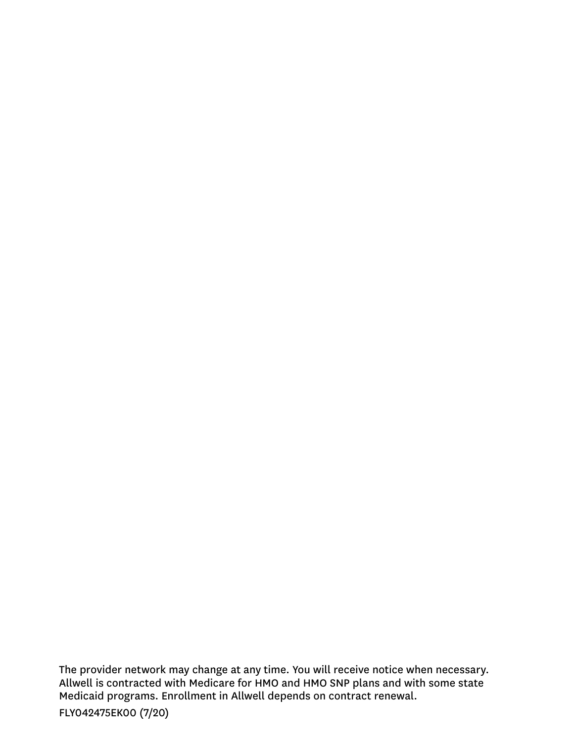The provider network may change at any time. You will receive notice when necessary. Allwell is contracted with Medicare for HMO and HMO SNP plans and with some state Medicaid programs. Enrollment in Allwell depends on contract renewal.

FLY042475EK00 (7/20)